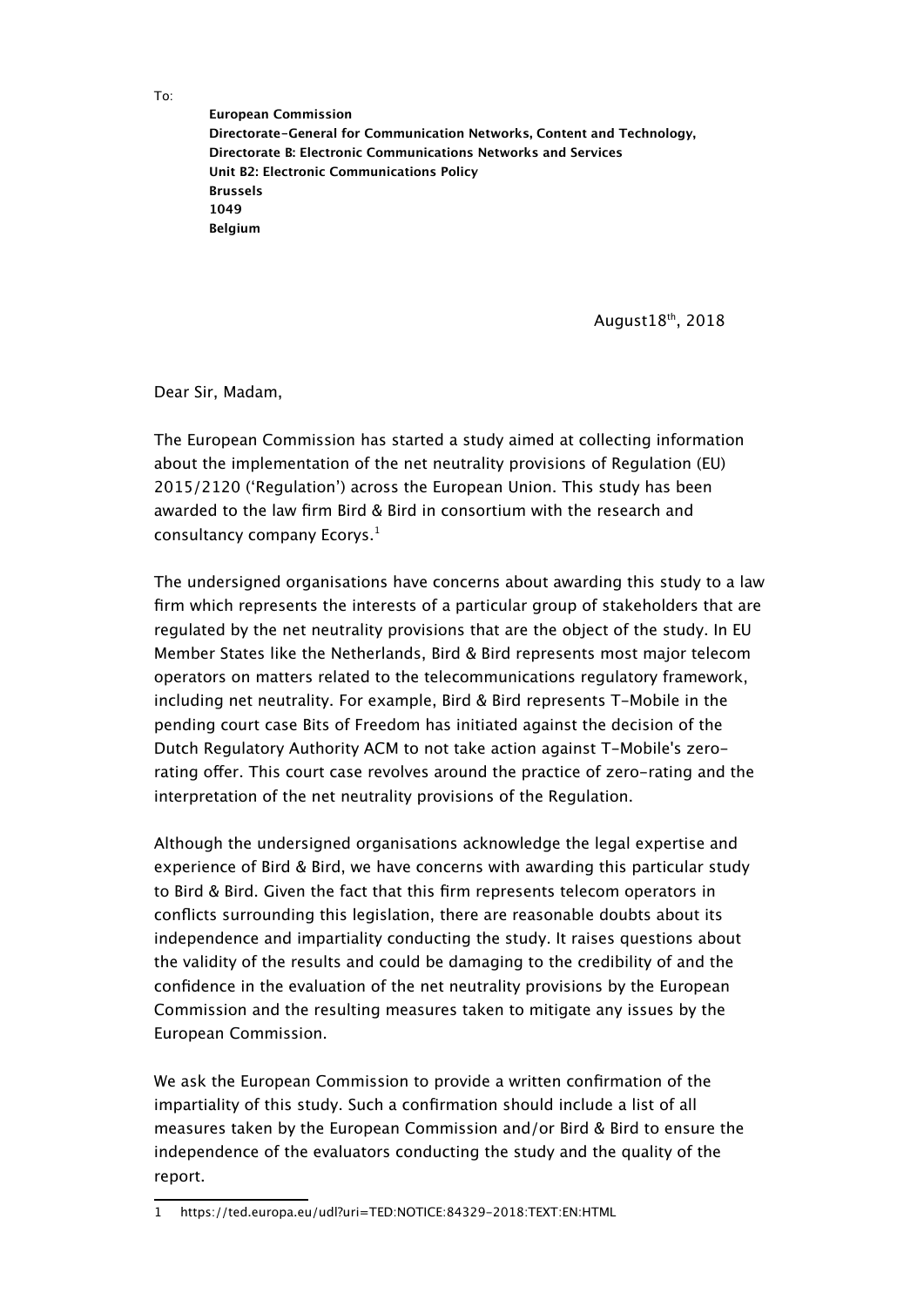To:

**European Commission**
**Directorate-General for Communication Networks, Content and Technology,**
**Directorate B: Electronic Communications Networks and Services**
**Unit B2: Electronic Communications Policy**
**Brussels**
**1049**
**Belgium**

August18th, 2018

Dear Sir, Madam,

The European Commission has started a study aimed at collecting information about the implementation of the net neutrality provisions of Regulation (EU) 2015/2120 ('Regulation') across the European Union. This study has been awarded to the law firm Bird & Bird in consortium with the research and consultancy company Ecorys.[1]

The undersigned organisations have concerns about awarding this study to a law firm which represents the interests of a particular group of stakeholders that are regulated by the net neutrality provisions that are the object of the study. In EU Member States like the Netherlands, Bird & Bird represents most major telecom operators on matters related to the telecommunications regulatory framework, including net neutrality. For example, Bird & Bird represents T-Mobile in the pending court case Bits of Freedom has initiated against the decision of the Dutch Regulatory Authority ACM to not take action against T-Mobile's zero-rating offer. This court case revolves around the practice of zero-rating and the interpretation of the net neutrality provisions of the Regulation.

Although the undersigned organisations acknowledge the legal expertise and experience of Bird & Bird, we have concerns with awarding this particular study to Bird & Bird. Given the fact that this firm represents telecom operators in conflicts surrounding this legislation, there are reasonable doubts about its independence and impartiality conducting the study. It raises questions about the validity of the results and could be damaging to the credibility of and the confidence in the evaluation of the net neutrality provisions by the European Commission and the resulting measures taken to mitigate any issues by the European Commission.

We ask the European Commission to provide a written confirmation of the impartiality of this study. Such a confirmation should include a list of all measures taken by the European Commission and/or Bird & Bird to ensure the independence of the evaluators conducting the study and the quality of the report.

---

1 https://ted.europa.eu/udl?uri=TED:NOTICE:84329-2018:TEXT:EN:HTML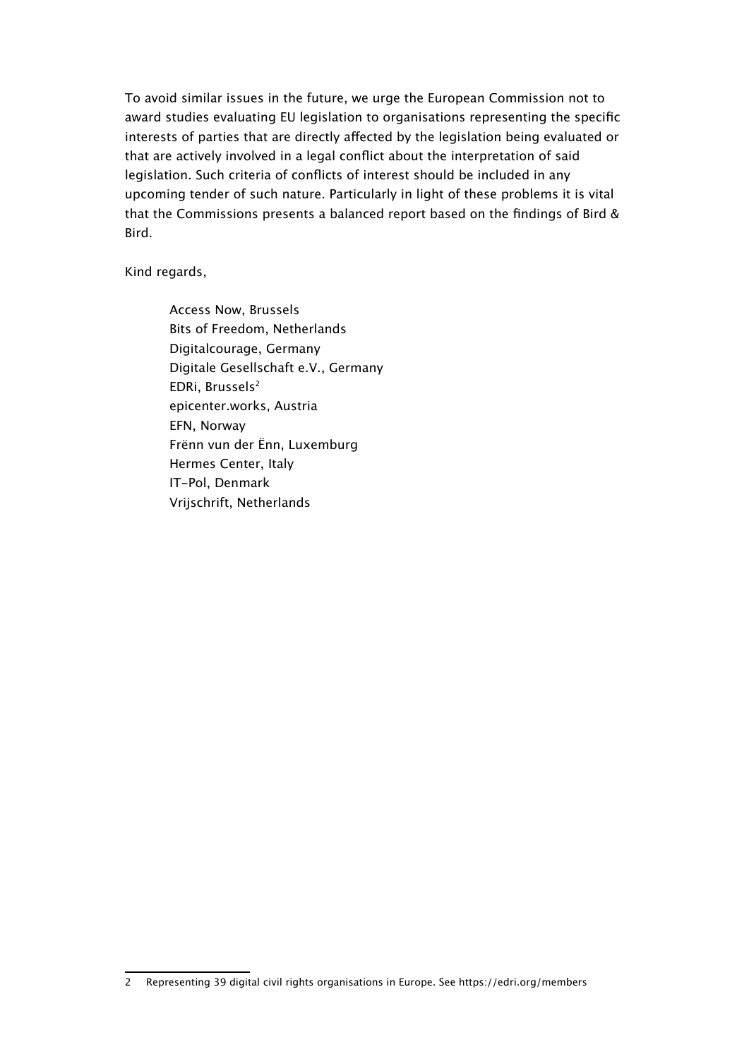To avoid similar issues in the future, we urge the European Commission not to award studies evaluating EU legislation to organisations representing the specific interests of parties that are directly affected by the legislation being evaluated or that are actively involved in a legal conflict about the interpretation of said legislation. Such criteria of conflicts of interest should be included in any upcoming tender of such nature. Particularly in light of these problems it is vital that the Commissions presents a balanced report based on the findings of Bird & Bird.

Kind regards,

Access Now, Brussels
Bits of Freedom, Netherlands
Digitalcourage, Germany
Digitale Gesellschaft e.V., Germany
EDRi, Brussels[2]
epicenter.works, Austria
EFN, Norway
Frënn vun der Ënn, Luxemburg
Hermes Center, Italy
IT-Pol, Denmark
Vrijschrift, Netherlands

2 Representing 39 digital civil rights organisations in Europe. See https://edri.org/members